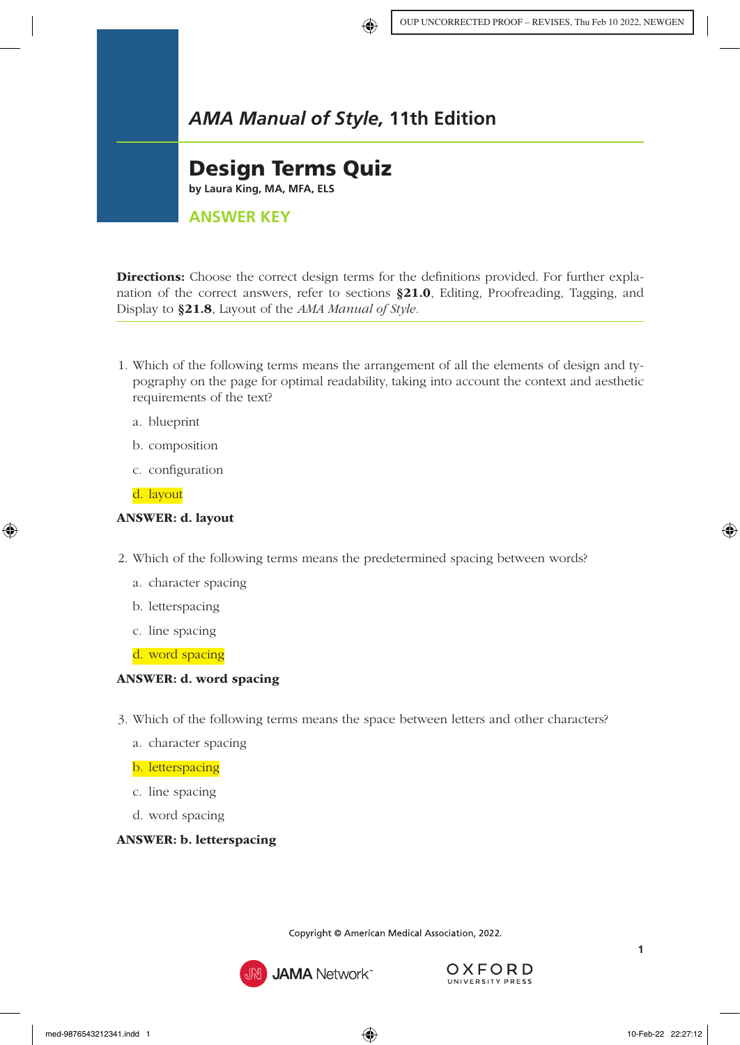## *AMA Manual of Style,* 11th Edition

# Design Terms Quiz

**by Laura King, MA, MFA, ELS**

## ANSWER KEY

**Directions:** Choose the correct design terms for the definitions provided. For further explanation of the correct answers, refer to sections **§21.0**, Editing, Proofreading, Tagging, and Display to **§21.8**, Layout of the *AMA Manual of Style*.

1. Which of the following terms means the arrangement of all the elements of design and typography on the page for optimal readability, taking into account the context and aesthetic requirements of the text?

   a. blueprint

   b. composition

   c. configuration

   d. layout

**ANSWER: d. layout**

2. Which of the following terms means the predetermined spacing between words?

   a. character spacing

   b. letterspacing

   c. line spacing

   d. word spacing

**ANSWER: d. word spacing**

3. Which of the following terms means the space between letters and other characters?

   a. character spacing

   b. letterspacing

   c. line spacing

   d. word spacing

**ANSWER: b. letterspacing**

Copyright © American Medical Association, 2022.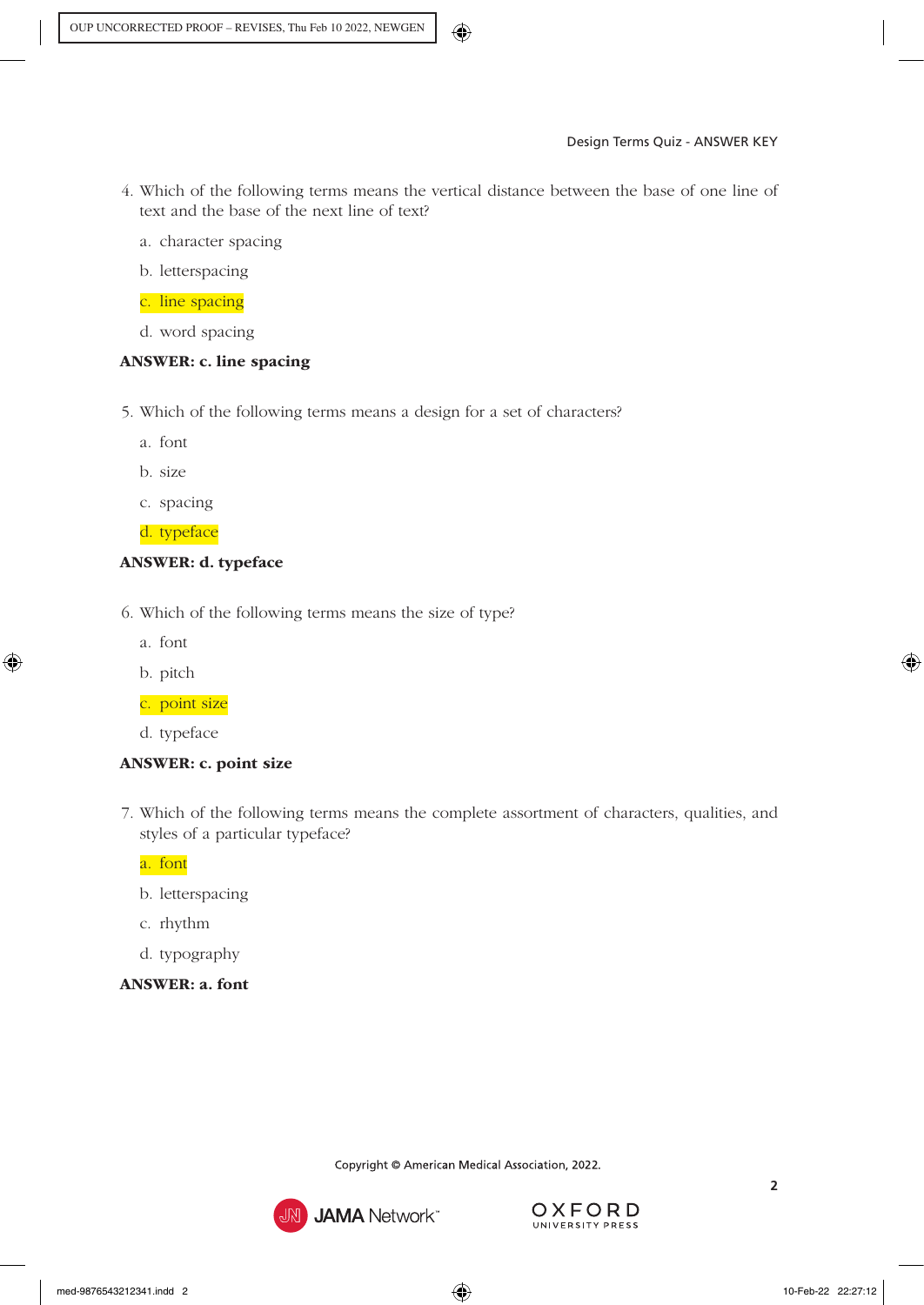4. Which of the following terms means the vertical distance between the base of one line of text and the base of the next line of text?

   a. character spacing

   b. letterspacing

   c. line spacing

   d. word spacing

**ANSWER: c. line spacing**

5. Which of the following terms means a design for a set of characters?

   a. font

   b. size

   c. spacing

   d. typeface

**ANSWER: d. typeface**

6. Which of the following terms means the size of type?

   a. font

   b. pitch

   c. point size

   d. typeface

**ANSWER: c. point size**

7. Which of the following terms means the complete assortment of characters, qualities, and styles of a particular typeface?

   a. font

   b. letterspacing

   c. rhythm

   d. typography

**ANSWER: a. font**

Copyright © American Medical Association, 2022.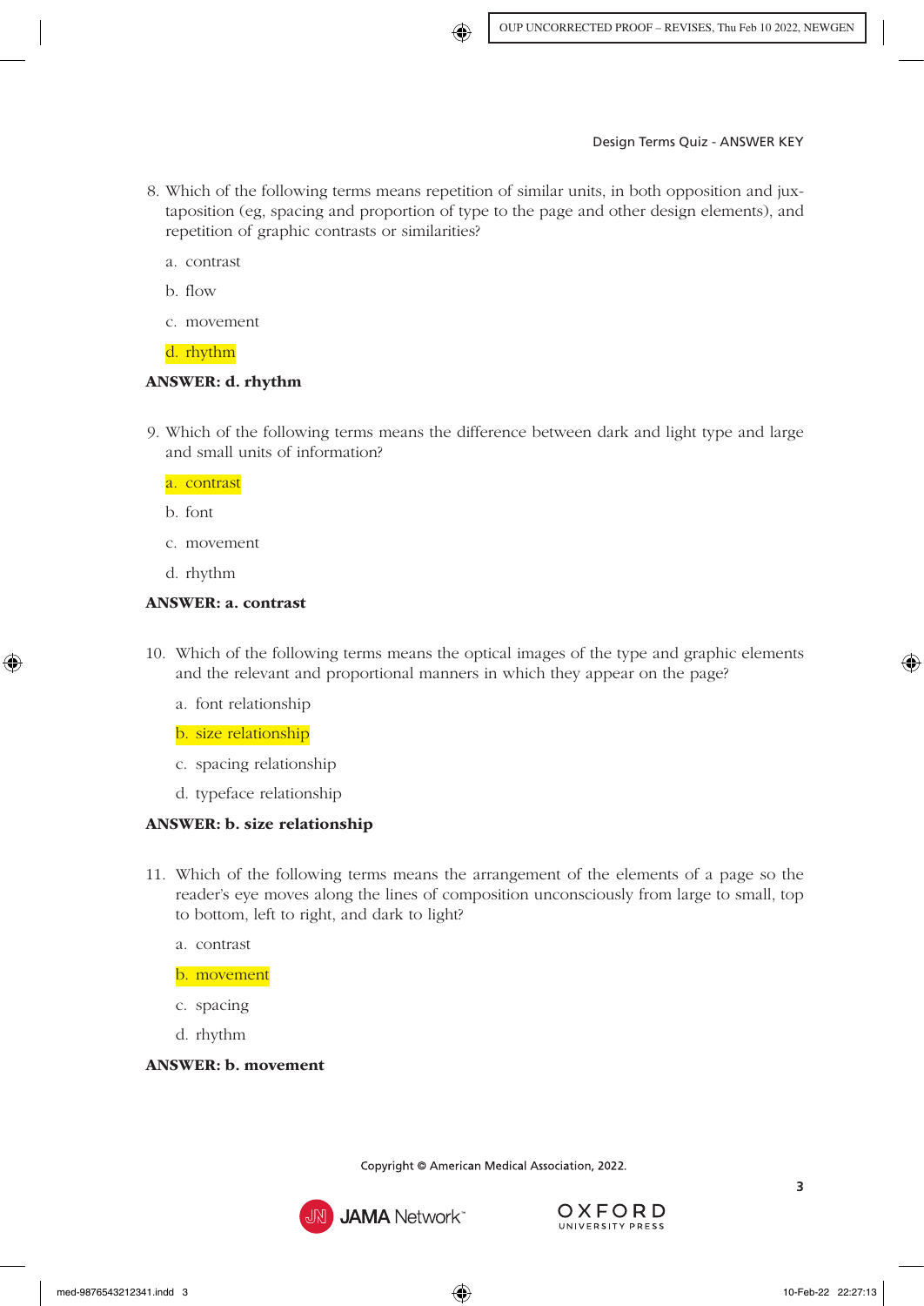8. Which of the following terms means repetition of similar units, in both opposition and juxtaposition (eg, spacing and proportion of type to the page and other design elements), and repetition of graphic contrasts or similarities?

   a. contrast

   b. flow

   c. movement

   d. rhythm

**ANSWER: d. rhythm**

9. Which of the following terms means the difference between dark and light type and large and small units of information?

   a. contrast

   b. font

   c. movement

   d. rhythm

**ANSWER: a. contrast**

10. Which of the following terms means the optical images of the type and graphic elements and the relevant and proportional manners in which they appear on the page?

    a. font relationship

    b. size relationship

    c. spacing relationship

    d. typeface relationship

**ANSWER: b. size relationship**

11. Which of the following terms means the arrangement of the elements of a page so the reader's eye moves along the lines of composition unconsciously from large to small, top to bottom, left to right, and dark to light?

    a. contrast

    b. movement

    c. spacing

    d. rhythm

**ANSWER: b. movement**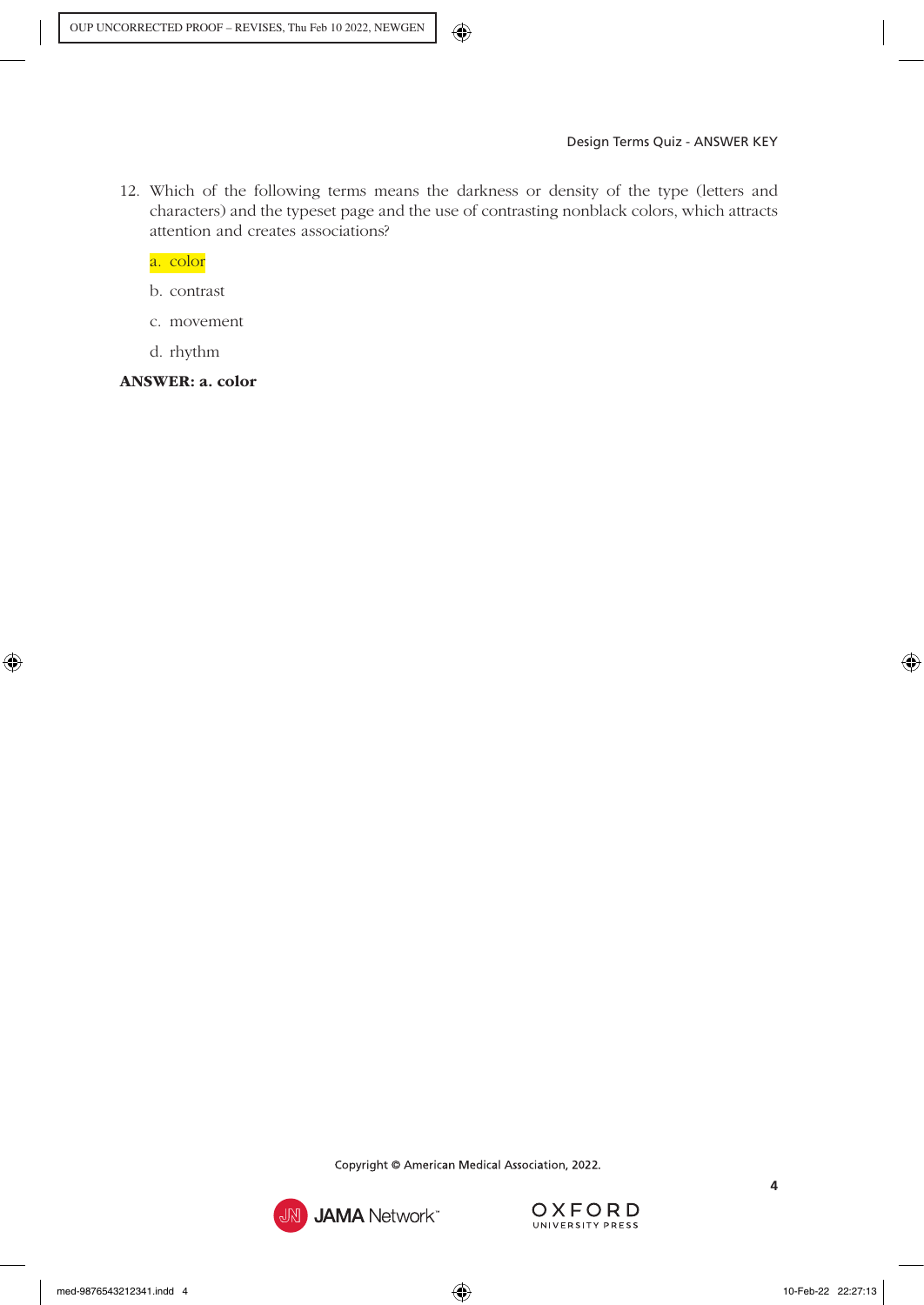12. Which of the following terms means the darkness or density of the type (letters and characters) and the typeset page and the use of contrasting nonblack colors, which attracts attention and creates associations?

    a. color

    b. contrast

    c. movement

    d. rhythm

**ANSWER: a. color**

Copyright © American Medical Association, 2022.